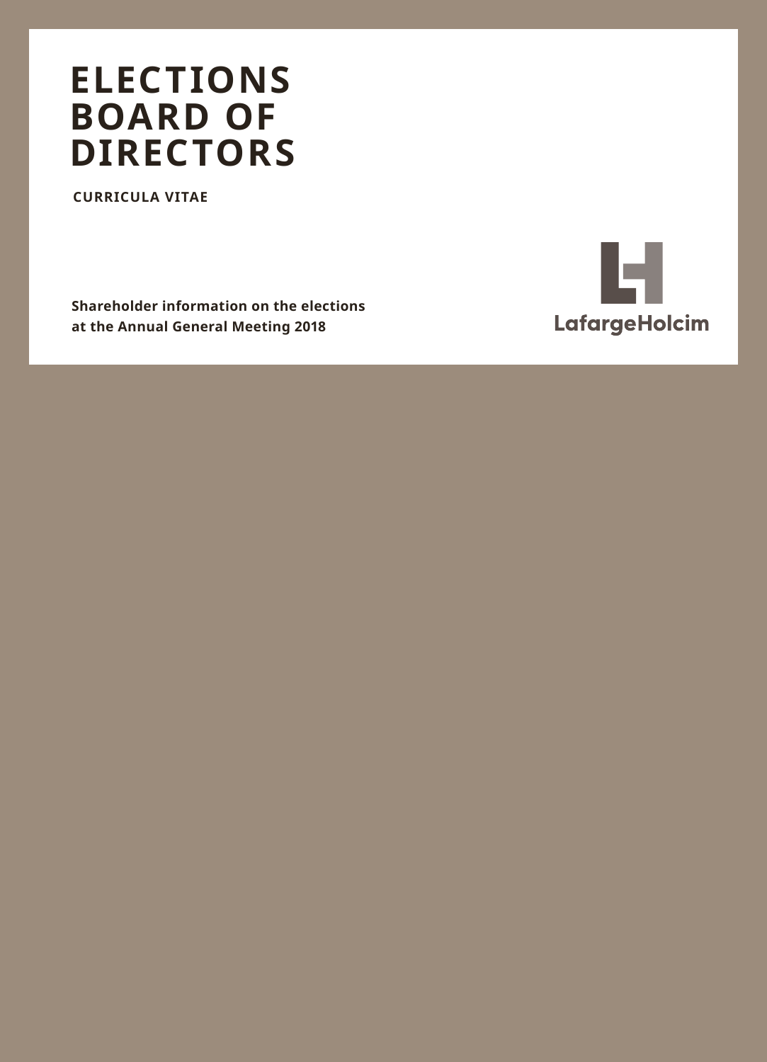# ELECTIONS BOARD OF DIRECTORS

**CURRICULA VITAE**

**Shareholder information on the elections at the Annual General Meeting 2018**

LafargeHolcim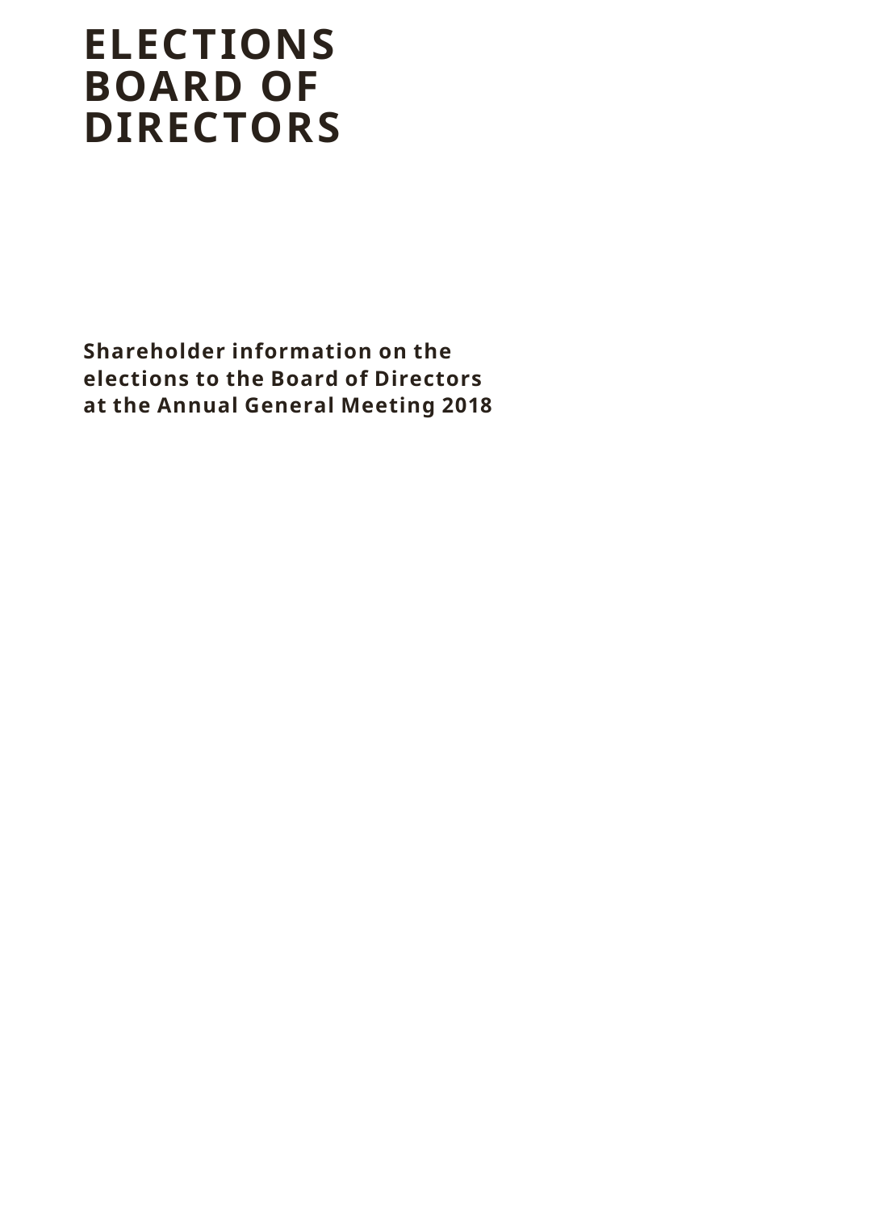# ELECTIONS BOARD OF DIRECTORS

**Shareholder information on the elections to the Board of Directors at the Annual General Meeting 2018**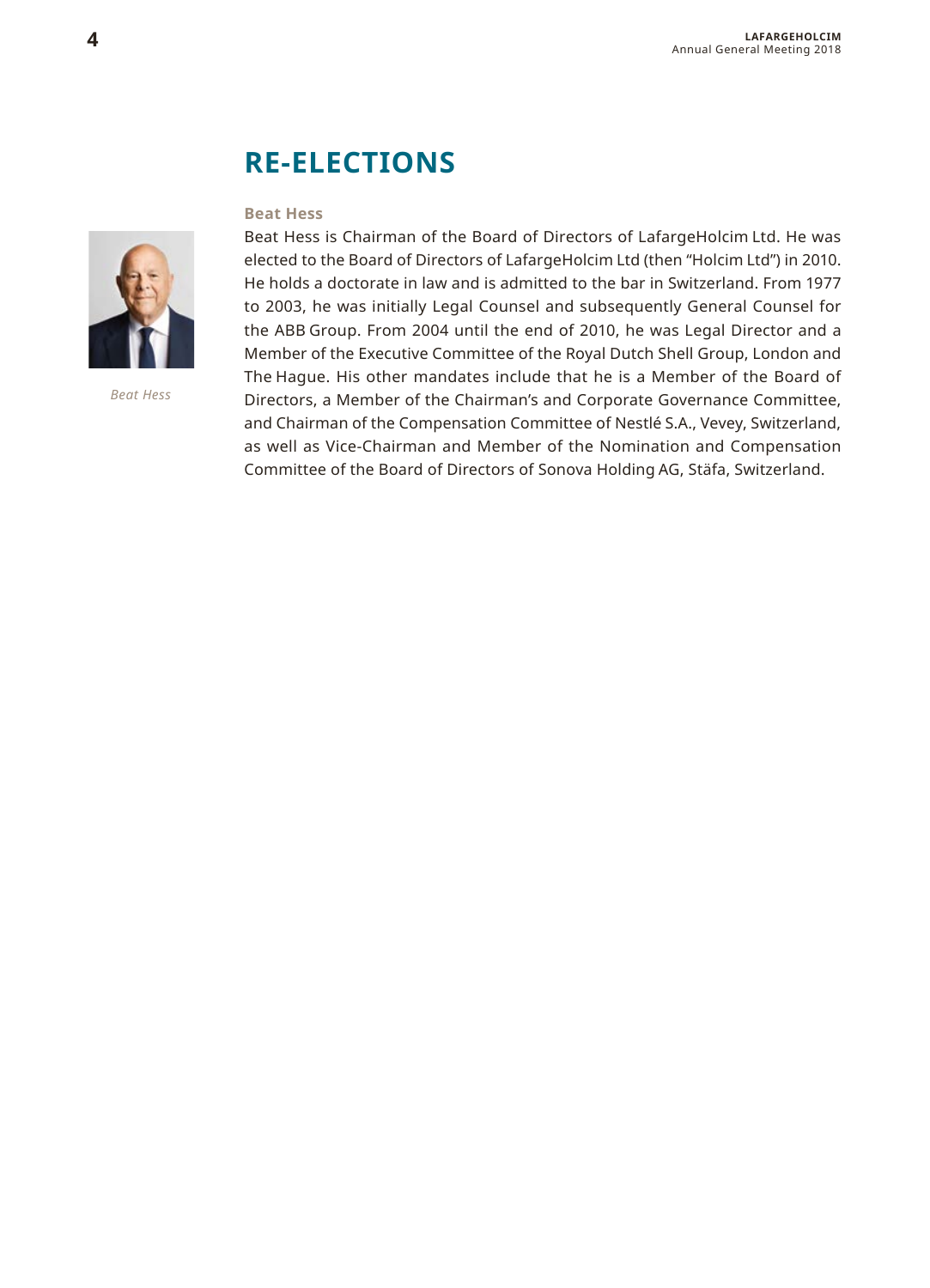# RE-ELECTIONS

### Beat Hess

Beat Hess is Chairman of the Board of Directors of LafargeHolcim Ltd. He was elected to the Board of Directors of LafargeHolcim Ltd (then "Holcim Ltd") in 2010. He holds a doctorate in law and is admitted to the bar in Switzerland. From 1977 to 2003, he was initially Legal Counsel and subsequently General Counsel for the ABB Group. From 2004 until the end of 2010, he was Legal Director and a Member of the Executive Committee of the Royal Dutch Shell Group, London and The Hague. His other mandates include that he is a Member of the Board of Directors, a Member of the Chairman's and Corporate Governance Committee, and Chairman of the Compensation Committee of Nestlé S.A., Vevey, Switzerland, as well as Vice-Chairman and Member of the Nomination and Compensation Committee of the Board of Directors of Sonova Holding AG, Stäfa, Switzerland.

*Beat Hess*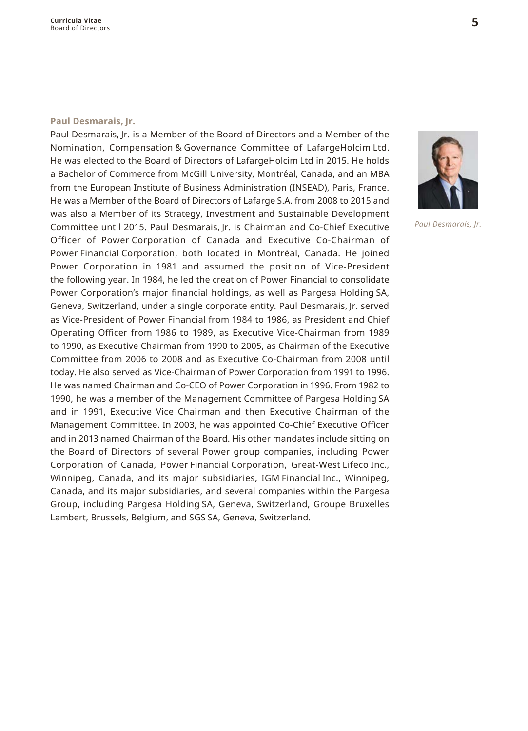### Paul Desmarais, Jr.

Paul Desmarais, Jr. is a Member of the Board of Directors and a Member of the Nomination, Compensation & Governance Committee of LafargeHolcim Ltd. He was elected to the Board of Directors of LafargeHolcim Ltd in 2015. He holds a Bachelor of Commerce from McGill University, Montréal, Canada, and an MBA from the European Institute of Business Administration (INSEAD), Paris, France. He was a Member of the Board of Directors of Lafarge S.A. from 2008 to 2015 and was also a Member of its Strategy, Investment and Sustainable Development Committee until 2015. Paul Desmarais, Jr. is Chairman and Co-Chief Executive Officer of Power Corporation of Canada and Executive Co-Chairman of Power Financial Corporation, both located in Montréal, Canada. He joined Power Corporation in 1981 and assumed the position of Vice-President the following year. In 1984, he led the creation of Power Financial to consolidate Power Corporation's major financial holdings, as well as Pargesa Holding SA, Geneva, Switzerland, under a single corporate entity. Paul Desmarais, Jr. served as Vice-President of Power Financial from 1984 to 1986, as President and Chief Operating Officer from 1986 to 1989, as Executive Vice-Chairman from 1989 to 1990, as Executive Chairman from 1990 to 2005, as Chairman of the Executive Committee from 2006 to 2008 and as Executive Co-Chairman from 2008 until today. He also served as Vice-Chairman of Power Corporation from 1991 to 1996. He was named Chairman and Co-CEO of Power Corporation in 1996. From 1982 to 1990, he was a member of the Management Committee of Pargesa Holding SA and in 1991, Executive Vice Chairman and then Executive Chairman of the Management Committee. In 2003, he was appointed Co-Chief Executive Officer and in 2013 named Chairman of the Board. His other mandates include sitting on the Board of Directors of several Power group companies, including Power Corporation of Canada, Power Financial Corporation, Great-West Lifeco Inc., Winnipeg, Canada, and its major subsidiaries, IGM Financial Inc., Winnipeg, Canada, and its major subsidiaries, and several companies within the Pargesa Group, including Pargesa Holding SA, Geneva, Switzerland, Groupe Bruxelles Lambert, Brussels, Belgium, and SGS SA, Geneva, Switzerland.

*Paul Desmarais, Jr.*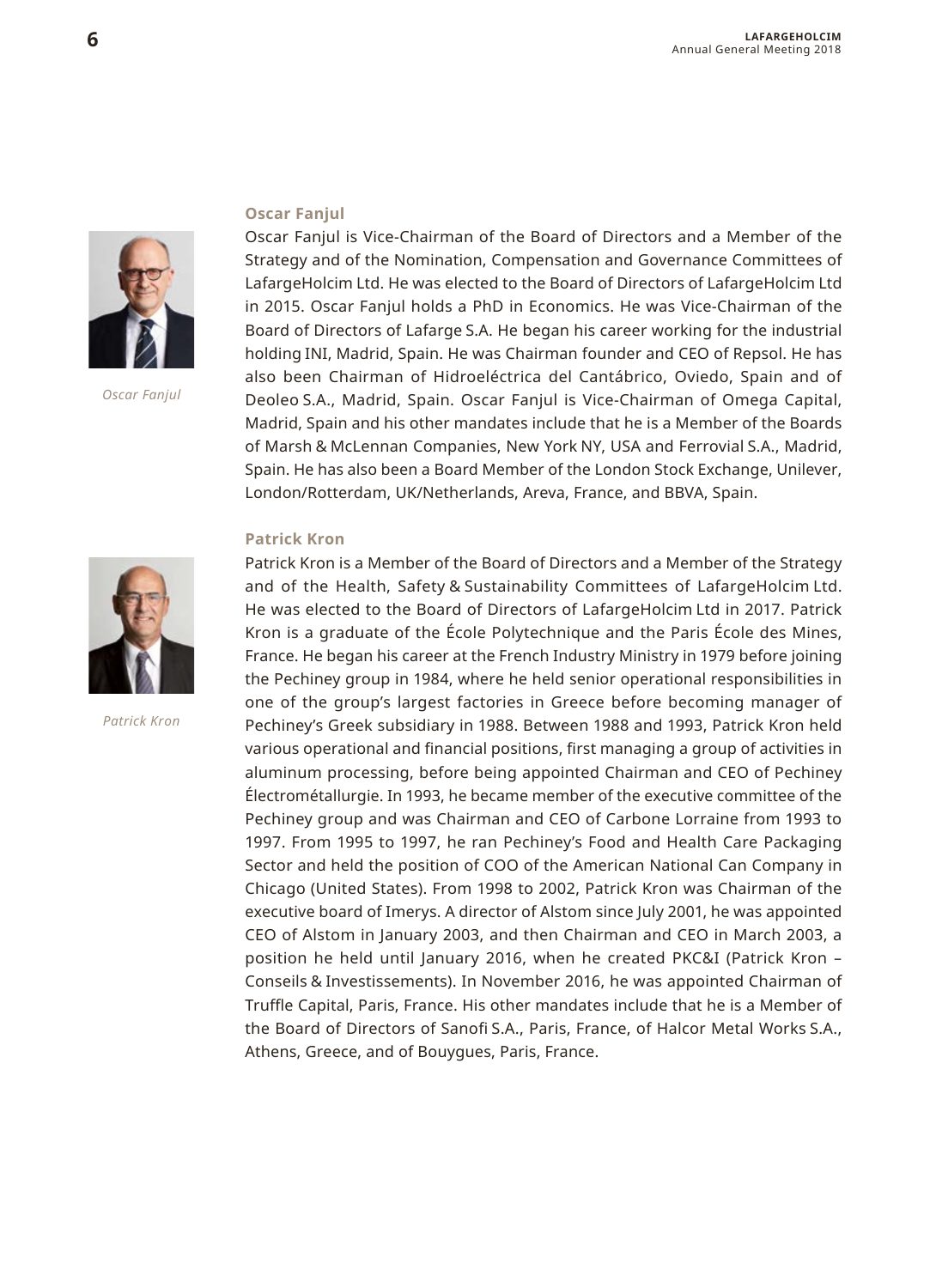### Oscar Fanjul

Oscar Fanjul is Vice-Chairman of the Board of Directors and a Member of the Strategy and of the Nomination, Compensation and Governance Committees of LafargeHolcim Ltd. He was elected to the Board of Directors of LafargeHolcim Ltd in 2015. Oscar Fanjul holds a PhD in Economics. He was Vice-Chairman of the Board of Directors of Lafarge S.A. He began his career working for the industrial holding INI, Madrid, Spain. He was Chairman founder and CEO of Repsol. He has also been Chairman of Hidroeléctrica del Cantábrico, Oviedo, Spain and of Deoleo S.A., Madrid, Spain. Oscar Fanjul is Vice-Chairman of Omega Capital, Madrid, Spain and his other mandates include that he is a Member of the Boards of Marsh & McLennan Companies, New York NY, USA and Ferrovial S.A., Madrid, Spain. He has also been a Board Member of the London Stock Exchange, Unilever, London/Rotterdam, UK/Netherlands, Areva, France, and BBVA, Spain.

*Oscar Fanjul*

### Patrick Kron

Patrick Kron is a Member of the Board of Directors and a Member of the Strategy and of the Health, Safety & Sustainability Committees of LafargeHolcim Ltd. He was elected to the Board of Directors of LafargeHolcim Ltd in 2017. Patrick Kron is a graduate of the École Polytechnique and the Paris École des Mines, France. He began his career at the French Industry Ministry in 1979 before joining the Pechiney group in 1984, where he held senior operational responsibilities in one of the group's largest factories in Greece before becoming manager of Pechiney's Greek subsidiary in 1988. Between 1988 and 1993, Patrick Kron held various operational and financial positions, first managing a group of activities in aluminum processing, before being appointed Chairman and CEO of Pechiney Électrométallurgie. In 1993, he became member of the executive committee of the Pechiney group and was Chairman and CEO of Carbone Lorraine from 1993 to 1997. From 1995 to 1997, he ran Pechiney's Food and Health Care Packaging Sector and held the position of COO of the American National Can Company in Chicago (United States). From 1998 to 2002, Patrick Kron was Chairman of the executive board of Imerys. A director of Alstom since July 2001, he was appointed CEO of Alstom in January 2003, and then Chairman and CEO in March 2003, a position he held until January 2016, when he created PKC&I (Patrick Kron – Conseils & Investissements). In November 2016, he was appointed Chairman of Truffle Capital, Paris, France. His other mandates include that he is a Member of the Board of Directors of Sanofi S.A., Paris, France, of Halcor Metal Works S.A., Athens, Greece, and of Bouygues, Paris, France.

*Patrick Kron*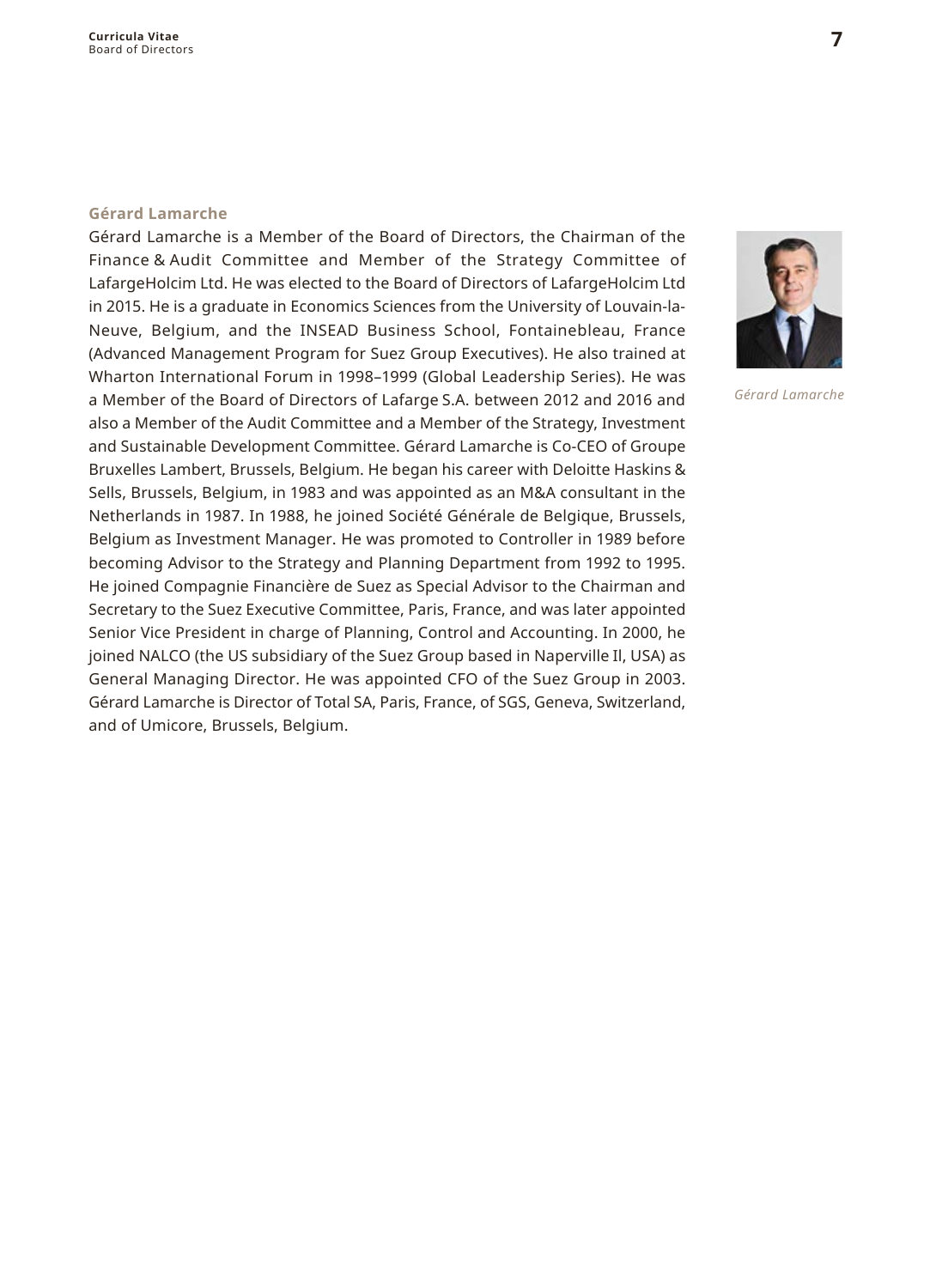## Gérard Lamarche

Gérard Lamarche is a Member of the Board of Directors, the Chairman of the Finance & Audit Committee and Member of the Strategy Committee of LafargeHolcim Ltd. He was elected to the Board of Directors of LafargeHolcim Ltd in 2015. He is a graduate in Economics Sciences from the University of Louvain-la-Neuve, Belgium, and the INSEAD Business School, Fontainebleau, France (Advanced Management Program for Suez Group Executives). He also trained at Wharton International Forum in 1998–1999 (Global Leadership Series). He was a Member of the Board of Directors of Lafarge S.A. between 2012 and 2016 and also a Member of the Audit Committee and a Member of the Strategy, Investment and Sustainable Development Committee. Gérard Lamarche is Co-CEO of Groupe Bruxelles Lambert, Brussels, Belgium. He began his career with Deloitte Haskins & Sells, Brussels, Belgium, in 1983 and was appointed as an M&A consultant in the Netherlands in 1987. In 1988, he joined Société Générale de Belgique, Brussels, Belgium as Investment Manager. He was promoted to Controller in 1989 before becoming Advisor to the Strategy and Planning Department from 1992 to 1995. He joined Compagnie Financière de Suez as Special Advisor to the Chairman and Secretary to the Suez Executive Committee, Paris, France, and was later appointed Senior Vice President in charge of Planning, Control and Accounting. In 2000, he joined NALCO (the US subsidiary of the Suez Group based in Naperville Il, USA) as General Managing Director. He was appointed CFO of the Suez Group in 2003. Gérard Lamarche is Director of Total SA, Paris, France, of SGS, Geneva, Switzerland, and of Umicore, Brussels, Belgium.

*Gérard Lamarche*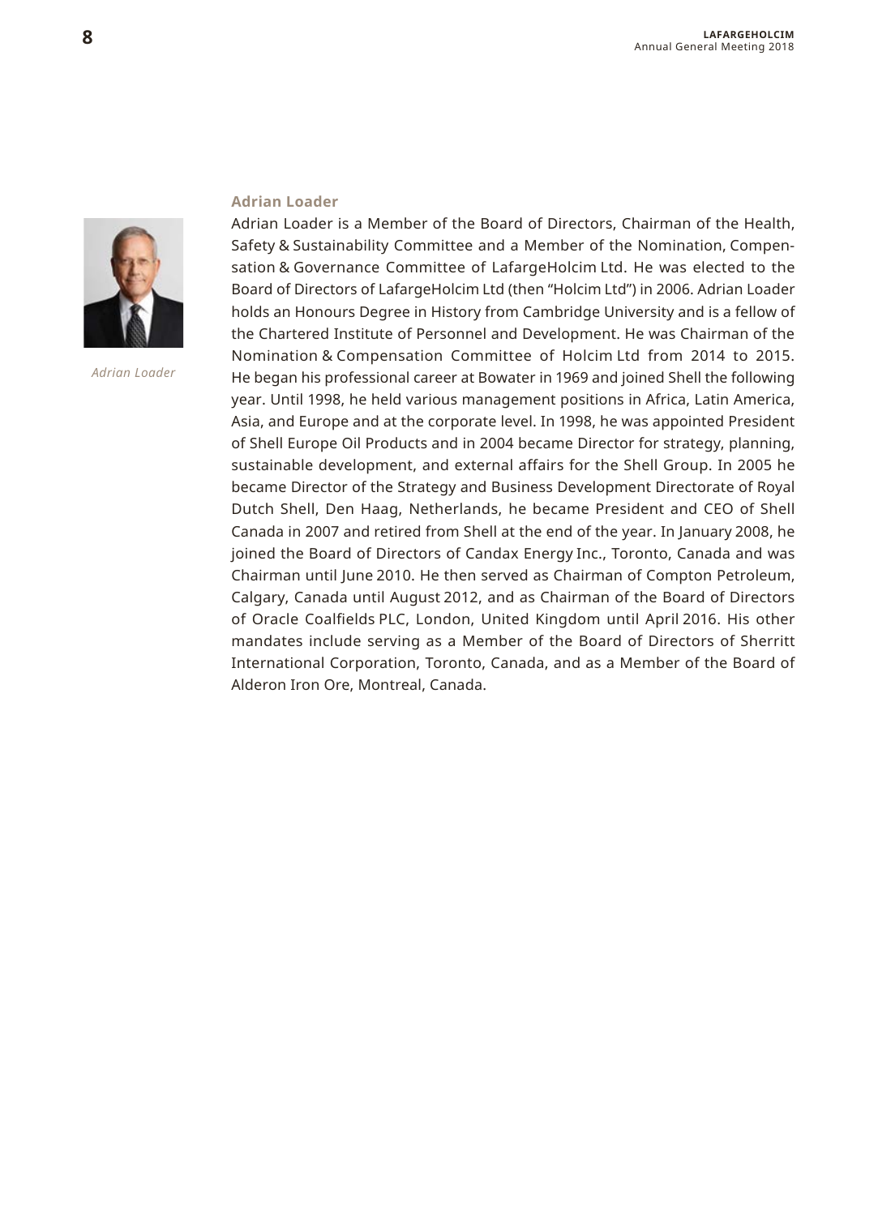### Adrian Loader

*Adrian Loader*

Adrian Loader is a Member of the Board of Directors, Chairman of the Health, Safety & Sustainability Committee and a Member of the Nomination, Compensation & Governance Committee of LafargeHolcim Ltd. He was elected to the Board of Directors of LafargeHolcim Ltd (then "Holcim Ltd") in 2006. Adrian Loader holds an Honours Degree in History from Cambridge University and is a fellow of the Chartered Institute of Personnel and Development. He was Chairman of the Nomination & Compensation Committee of Holcim Ltd from 2014 to 2015. He began his professional career at Bowater in 1969 and joined Shell the following year. Until 1998, he held various management positions in Africa, Latin America, Asia, and Europe and at the corporate level. In 1998, he was appointed President of Shell Europe Oil Products and in 2004 became Director for strategy, planning, sustainable development, and external affairs for the Shell Group. In 2005 he became Director of the Strategy and Business Development Directorate of Royal Dutch Shell, Den Haag, Netherlands, he became President and CEO of Shell Canada in 2007 and retired from Shell at the end of the year. In January 2008, he joined the Board of Directors of Candax Energy Inc., Toronto, Canada and was Chairman until June 2010. He then served as Chairman of Compton Petroleum, Calgary, Canada until August 2012, and as Chairman of the Board of Directors of Oracle Coalfields PLC, London, United Kingdom until April 2016. His other mandates include serving as a Member of the Board of Directors of Sherritt International Corporation, Toronto, Canada, and as a Member of the Board of Alderon Iron Ore, Montreal, Canada.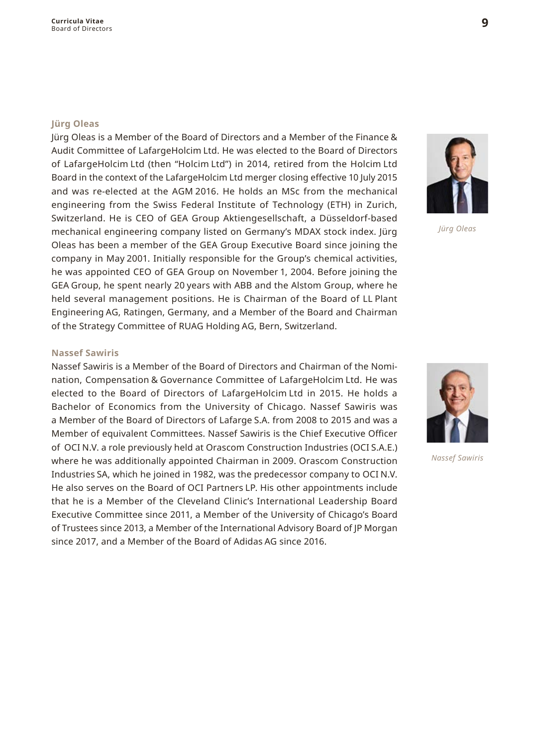### Jürg Oleas

Jürg Oleas is a Member of the Board of Directors and a Member of the Finance & Audit Committee of LafargeHolcim Ltd. He was elected to the Board of Directors of LafargeHolcim Ltd (then "Holcim Ltd") in 2014, retired from the Holcim Ltd Board in the context of the LafargeHolcim Ltd merger closing effective 10 July 2015 and was re-elected at the AGM 2016. He holds an MSc from the mechanical engineering from the Swiss Federal Institute of Technology (ETH) in Zurich, Switzerland. He is CEO of GEA Group Aktiengesellschaft, a Düsseldorf-based mechanical engineering company listed on Germany's MDAX stock index. Jürg Oleas has been a member of the GEA Group Executive Board since joining the company in May 2001. Initially responsible for the Group's chemical activities, he was appointed CEO of GEA Group on November 1, 2004. Before joining the GEA Group, he spent nearly 20 years with ABB and the Alstom Group, where he held several management positions. He is Chairman of the Board of LL Plant Engineering AG, Ratingen, Germany, and a Member of the Board and Chairman of the Strategy Committee of RUAG Holding AG, Bern, Switzerland.

*Jürg Oleas*

### Nassef Sawiris

Nassef Sawiris is a Member of the Board of Directors and Chairman of the Nomination, Compensation & Governance Committee of LafargeHolcim Ltd. He was elected to the Board of Directors of LafargeHolcim Ltd in 2015. He holds a Bachelor of Economics from the University of Chicago. Nassef Sawiris was a Member of the Board of Directors of Lafarge S.A. from 2008 to 2015 and was a Member of equivalent Committees. Nassef Sawiris is the Chief Executive Officer of OCI N.V. a role previously held at Orascom Construction Industries (OCI S.A.E.) where he was additionally appointed Chairman in 2009. Orascom Construction Industries SA, which he joined in 1982, was the predecessor company to OCI N.V. He also serves on the Board of OCI Partners LP. His other appointments include that he is a Member of the Cleveland Clinic's International Leadership Board Executive Committee since 2011, a Member of the University of Chicago's Board of Trustees since 2013, a Member of the International Advisory Board of JP Morgan since 2017, and a Member of the Board of Adidas AG since 2016.

*Nassef Sawiris*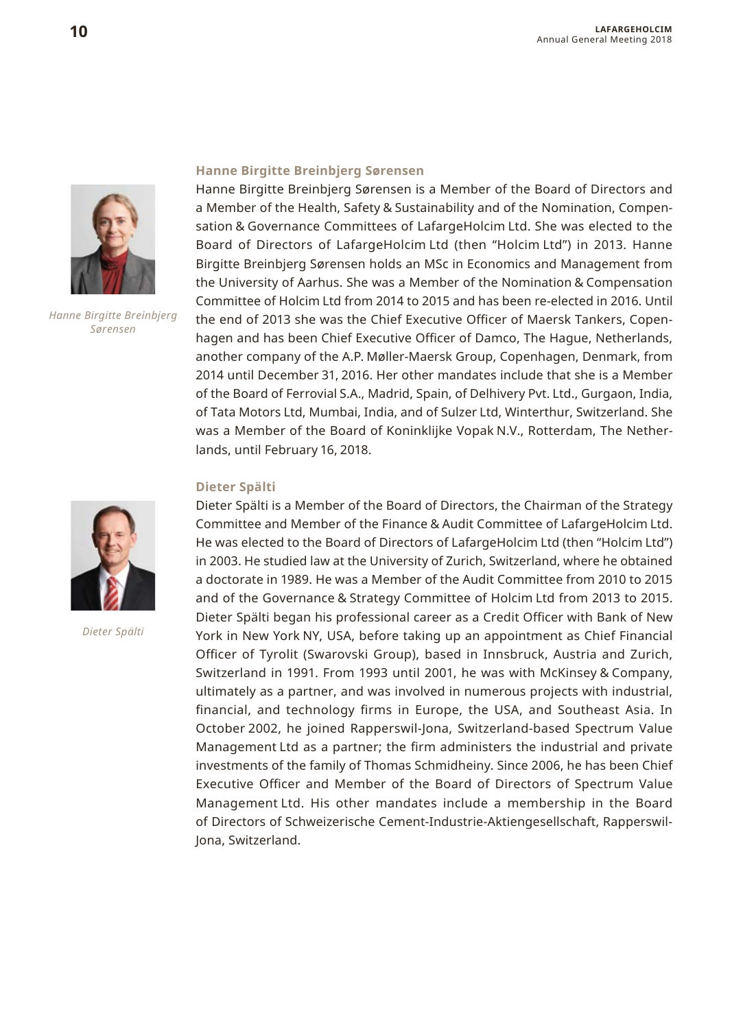### Hanne Birgitte Breinbjerg Sørensen

*Hanne Birgitte Breinbjerg Sørensen*

Hanne Birgitte Breinbjerg Sørensen is a Member of the Board of Directors and a Member of the Health, Safety & Sustainability and of the Nomination, Compensation & Governance Committees of LafargeHolcim Ltd. She was elected to the Board of Directors of LafargeHolcim Ltd (then "Holcim Ltd") in 2013. Hanne Birgitte Breinbjerg Sørensen holds an MSc in Economics and Management from the University of Aarhus. She was a Member of the Nomination & Compensation Committee of Holcim Ltd from 2014 to 2015 and has been re-elected in 2016. Until the end of 2013 she was the Chief Executive Officer of Maersk Tankers, Copenhagen and has been Chief Executive Officer of Damco, The Hague, Netherlands, another company of the A.P. Møller-Maersk Group, Copenhagen, Denmark, from 2014 until December 31, 2016. Her other mandates include that she is a Member of the Board of Ferrovial S.A., Madrid, Spain, of Delhivery Pvt. Ltd., Gurgaon, India, of Tata Motors Ltd, Mumbai, India, and of Sulzer Ltd, Winterthur, Switzerland. She was a Member of the Board of Koninklijke Vopak N.V., Rotterdam, The Netherlands, until February 16, 2018.

### Dieter Spälti

*Dieter Spälti*

Dieter Spälti is a Member of the Board of Directors, the Chairman of the Strategy Committee and Member of the Finance & Audit Committee of LafargeHolcim Ltd. He was elected to the Board of Directors of LafargeHolcim Ltd (then "Holcim Ltd") in 2003. He studied law at the University of Zurich, Switzerland, where he obtained a doctorate in 1989. He was a Member of the Audit Committee from 2010 to 2015 and of the Governance & Strategy Committee of Holcim Ltd from 2013 to 2015. Dieter Spälti began his professional career as a Credit Officer with Bank of New York in New York NY, USA, before taking up an appointment as Chief Financial Officer of Tyrolit (Swarovski Group), based in Innsbruck, Austria and Zurich, Switzerland in 1991. From 1993 until 2001, he was with McKinsey & Company, ultimately as a partner, and was involved in numerous projects with industrial, financial, and technology firms in Europe, the USA, and Southeast Asia. In October 2002, he joined Rapperswil-Jona, Switzerland-based Spectrum Value Management Ltd as a partner; the firm administers the industrial and private investments of the family of Thomas Schmidheiny. Since 2006, he has been Chief Executive Officer and Member of the Board of Directors of Spectrum Value Management Ltd. His other mandates include a membership in the Board of Directors of Schweizerische Cement-Industrie-Aktiengesellschaft, Rapperswil-Jona, Switzerland.